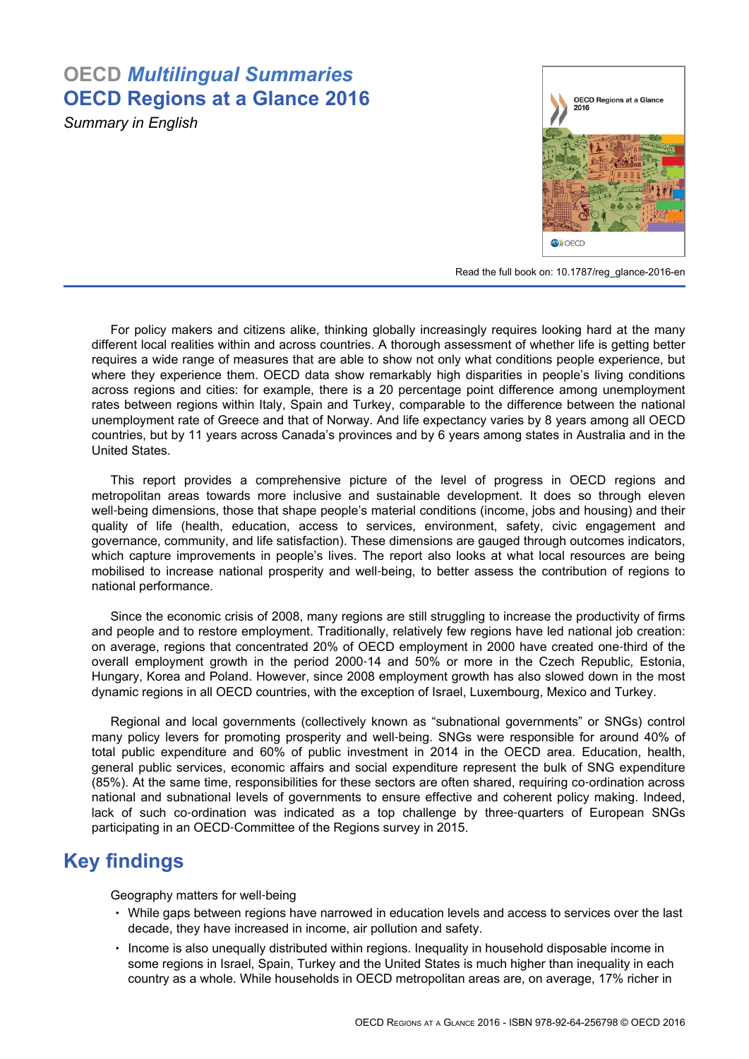# OECD *Multilingual Summaries*
# OECD Regions at a Glance 2016

*Summary in English*

Read the full book on: 10.1787/reg_glance-2016-en

For policy makers and citizens alike, thinking globally increasingly requires looking hard at the many different local realities within and across countries. A thorough assessment of whether life is getting better requires a wide range of measures that are able to show not only what conditions people experience, but where they experience them. OECD data show remarkably high disparities in people's living conditions across regions and cities: for example, there is a 20 percentage point difference among unemployment rates between regions within Italy, Spain and Turkey, comparable to the difference between the national unemployment rate of Greece and that of Norway. And life expectancy varies by 8 years among all OECD countries, but by 11 years across Canada's provinces and by 6 years among states in Australia and in the United States.

This report provides a comprehensive picture of the level of progress in OECD regions and metropolitan areas towards more inclusive and sustainable development. It does so through eleven well-being dimensions, those that shape people's material conditions (income, jobs and housing) and their quality of life (health, education, access to services, environment, safety, civic engagement and governance, community, and life satisfaction). These dimensions are gauged through outcomes indicators, which capture improvements in people's lives. The report also looks at what local resources are being mobilised to increase national prosperity and well-being, to better assess the contribution of regions to national performance.

Since the economic crisis of 2008, many regions are still struggling to increase the productivity of firms and people and to restore employment. Traditionally, relatively few regions have led national job creation: on average, regions that concentrated 20% of OECD employment in 2000 have created one-third of the overall employment growth in the period 2000-14 and 50% or more in the Czech Republic, Estonia, Hungary, Korea and Poland. However, since 2008 employment growth has also slowed down in the most dynamic regions in all OECD countries, with the exception of Israel, Luxembourg, Mexico and Turkey.

Regional and local governments (collectively known as "subnational governments" or SNGs) control many policy levers for promoting prosperity and well-being. SNGs were responsible for around 40% of total public expenditure and 60% of public investment in 2014 in the OECD area. Education, health, general public services, economic affairs and social expenditure represent the bulk of SNG expenditure (85%). At the same time, responsibilities for these sectors are often shared, requiring co-ordination across national and subnational levels of governments to ensure effective and coherent policy making. Indeed, lack of such co-ordination was indicated as a top challenge by three-quarters of European SNGs participating in an OECD-Committee of the Regions survey in 2015.

## Key findings

Geography matters for well-being

- While gaps between regions have narrowed in education levels and access to services over the last decade, they have increased in income, air pollution and safety.
- Income is also unequally distributed within regions. Inequality in household disposable income in some regions in Israel, Spain, Turkey and the United States is much higher than inequality in each country as a whole. While households in OECD metropolitan areas are, on average, 17% richer in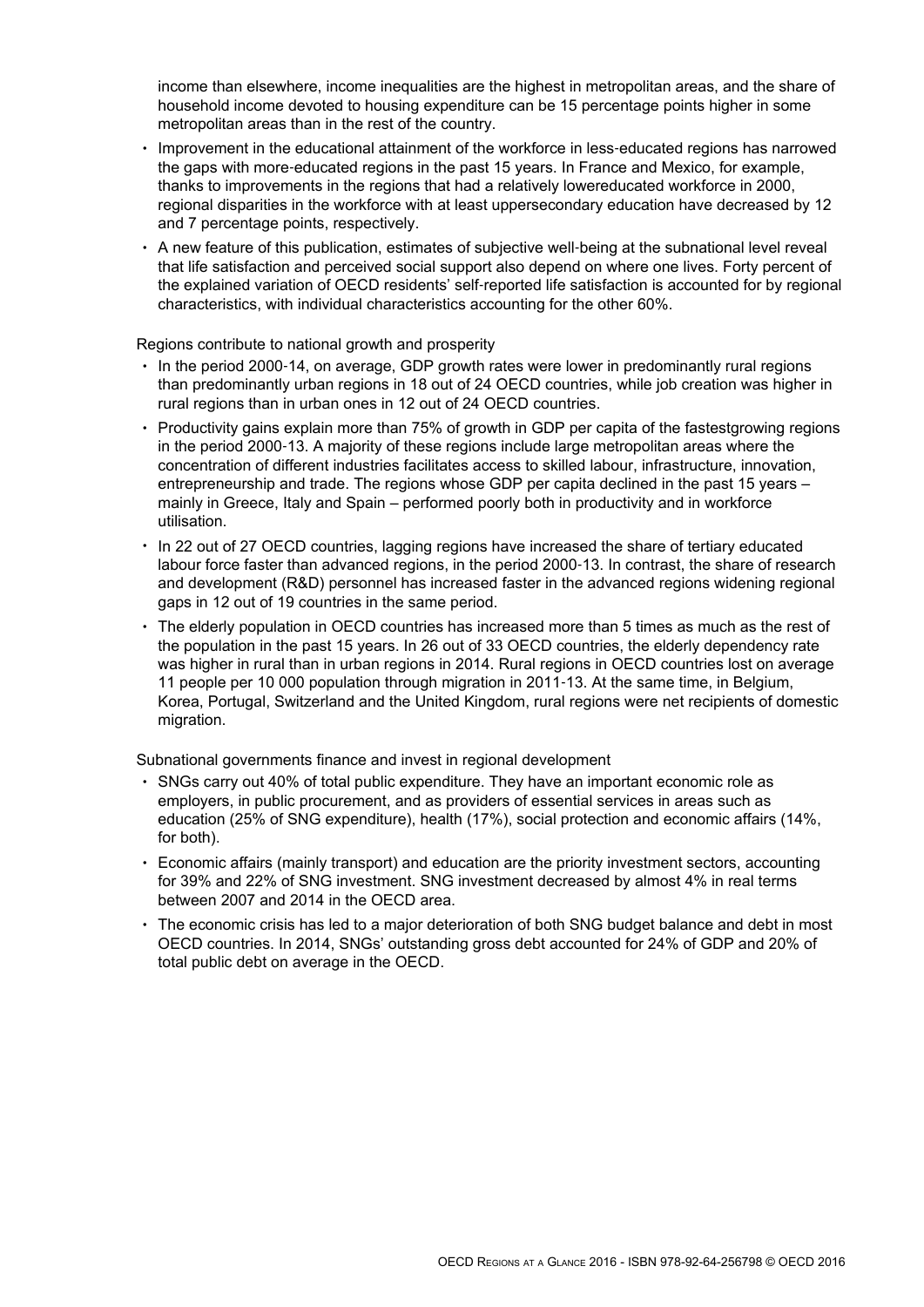income than elsewhere, income inequalities are the highest in metropolitan areas, and the share of household income devoted to housing expenditure can be 15 percentage points higher in some metropolitan areas than in the rest of the country.

- Improvement in the educational attainment of the workforce in less-educated regions has narrowed the gaps with more-educated regions in the past 15 years. In France and Mexico, for example, thanks to improvements in the regions that had a relatively lowereducated workforce in 2000, regional disparities in the workforce with at least uppersecondary education have decreased by 12 and 7 percentage points, respectively.
- A new feature of this publication, estimates of subjective well-being at the subnational level reveal that life satisfaction and perceived social support also depend on where one lives. Forty percent of the explained variation of OECD residents' self-reported life satisfaction is accounted for by regional characteristics, with individual characteristics accounting for the other 60%.

Regions contribute to national growth and prosperity

- In the period 2000-14, on average, GDP growth rates were lower in predominantly rural regions than predominantly urban regions in 18 out of 24 OECD countries, while job creation was higher in rural regions than in urban ones in 12 out of 24 OECD countries.
- Productivity gains explain more than 75% of growth in GDP per capita of the fastestgrowing regions in the period 2000-13. A majority of these regions include large metropolitan areas where the concentration of different industries facilitates access to skilled labour, infrastructure, innovation, entrepreneurship and trade. The regions whose GDP per capita declined in the past 15 years – mainly in Greece, Italy and Spain – performed poorly both in productivity and in workforce utilisation.
- In 22 out of 27 OECD countries, lagging regions have increased the share of tertiary educated labour force faster than advanced regions, in the period 2000-13. In contrast, the share of research and development (R&D) personnel has increased faster in the advanced regions widening regional gaps in 12 out of 19 countries in the same period.
- The elderly population in OECD countries has increased more than 5 times as much as the rest of the population in the past 15 years. In 26 out of 33 OECD countries, the elderly dependency rate was higher in rural than in urban regions in 2014. Rural regions in OECD countries lost on average 11 people per 10 000 population through migration in 2011-13. At the same time, in Belgium, Korea, Portugal, Switzerland and the United Kingdom, rural regions were net recipients of domestic migration.

Subnational governments finance and invest in regional development

- SNGs carry out 40% of total public expenditure. They have an important economic role as employers, in public procurement, and as providers of essential services in areas such as education (25% of SNG expenditure), health (17%), social protection and economic affairs (14%, for both).
- Economic affairs (mainly transport) and education are the priority investment sectors, accounting for 39% and 22% of SNG investment. SNG investment decreased by almost 4% in real terms between 2007 and 2014 in the OECD area.
- The economic crisis has led to a major deterioration of both SNG budget balance and debt in most OECD countries. In 2014, SNGs' outstanding gross debt accounted for 24% of GDP and 20% of total public debt on average in the OECD.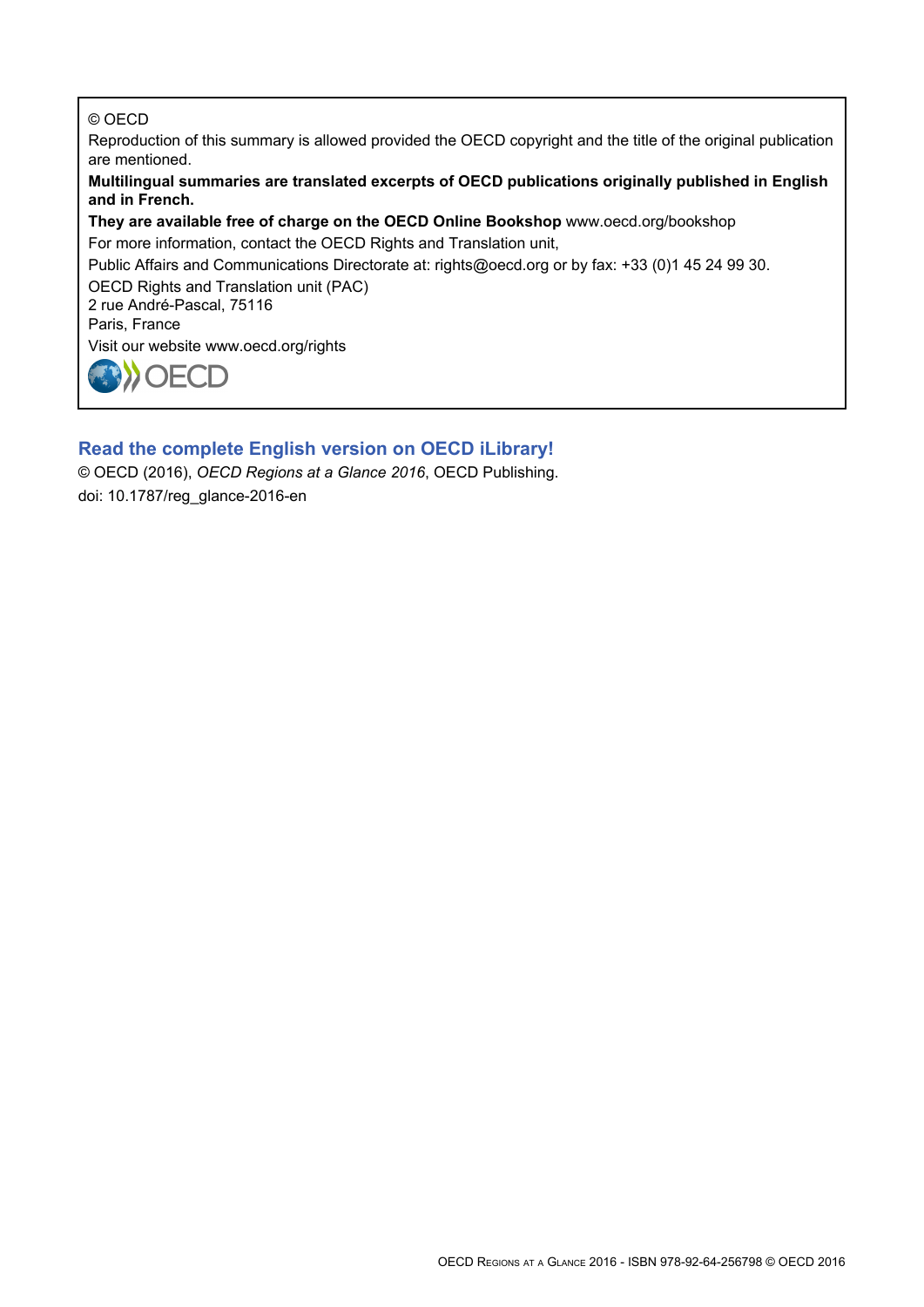© OECD

Reproduction of this summary is allowed provided the OECD copyright and the title of the original publication are mentioned.

**Multilingual summaries are translated excerpts of OECD publications originally published in English and in French.**

**They are available free of charge on the OECD Online Bookshop** www.oecd.org/bookshop

For more information, contact the OECD Rights and Translation unit,

Public Affairs and Communications Directorate at: rights@oecd.org or by fax: +33 (0)1 45 24 99 30.

OECD Rights and Translation unit (PAC)
2 rue André-Pascal, 75116
Paris, France

Visit our website www.oecd.org/rights

OECD

**Read the complete English version on OECD iLibrary!**

© OECD (2016), *OECD Regions at a Glance 2016*, OECD Publishing.
doi: 10.1787/reg_glance-2016-en